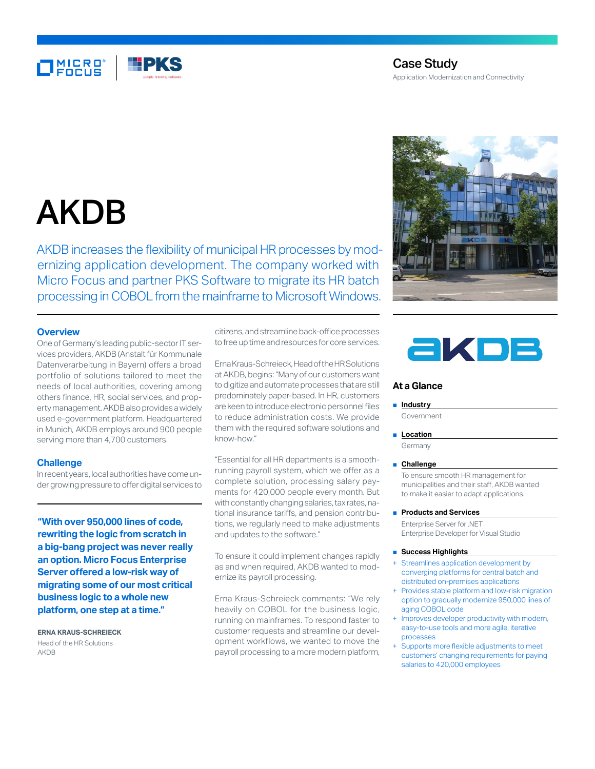Case Study

Application Modernization and Connectivity

# AKDB

AKDB increases the flexibility of municipal HR processes by modernizing application development. The company worked with Micro Focus and partner PKS Software to migrate its HR batch processing in COBOL from the mainframe to Microsoft Windows.

## Overview

One of Germany's leading public-sector IT services providers, AKDB (Anstalt für Kommunale Datenverarbeitung in Bayern) offers a broad portfolio of solutions tailored to meet the needs of local authorities, covering among others finance, HR, social services, and property management. AKDB also provides a widely used e-government platform. Headquartered in Munich, AKDB employs around 900 people serving more than 4,700 customers.

## Challenge

In recent years, local authorities have come under growing pressure to offer digital services to citizens, and streamline back-office processes to free up time and resources for core services.

Erna Kraus-Schreieck, Head of the HR Solutions at AKDB, begins: "Many of our customers want to digitize and automate processes that are still predominately paper-based. In HR, customers are keen to introduce electronic personnel files to reduce administration costs. We provide them with the required software solutions and know-how."

"Essential for all HR departments is a smooth-running payroll system, which we offer as a complete solution, processing salary payments for 420,000 people every month. But with constantly changing salaries, tax rates, national insurance tariffs, and pension contributions, we regularly need to make adjustments and updates to the software."

To ensure it could implement changes rapidly as and when required, AKDB wanted to modernize its payroll processing.

Erna Kraus-Schreieck comments: "We rely heavily on COBOL for the business logic, running on mainframes. To respond faster to customer requests and streamline our development workflows, we wanted to move the payroll processing to a more modern platform,

**"With over 950,000 lines of code, rewriting the logic from scratch in a big-bang project was never really an option. Micro Focus Enterprise Server offered a low-risk way of migrating some of our most critical business logic to a whole new platform, one step at a time."**

**ERNA KRAUS-SCHREIECK**
Head of the HR Solutions
AKDB

## At a Glance

- **Industry**
  Government
- **Location**
  Germany
- **Challenge**
  To ensure smooth HR management for municipalities and their staff, AKDB wanted to make it easier to adapt applications.
- **Products and Services**
  Enterprise Server for .NET
  Enterprise Developer for Visual Studio
- **Success Highlights**
  - + Streamlines application development by converging platforms for central batch and distributed on-premises applications
  - + Provides stable platform and low-risk migration option to gradually modernize 950,000 lines of aging COBOL code
  - + Improves developer productivity with modern, easy-to-use tools and more agile, iterative processes
  - + Supports more flexible adjustments to meet customers' changing requirements for paying salaries to 420,000 employees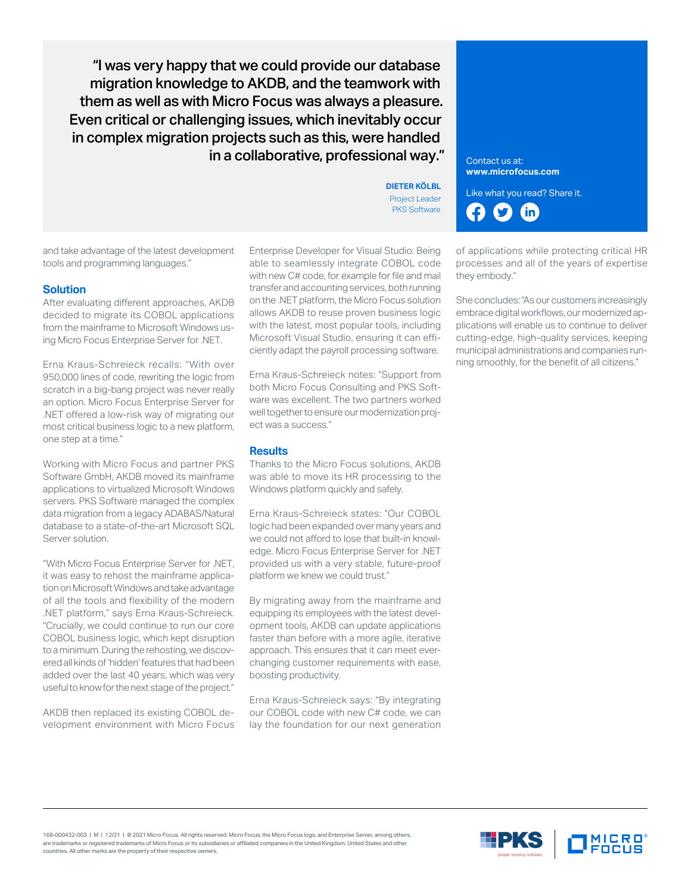> "I was very happy that we could provide our database migration knowledge to AKDB, and the teamwork with them as well as with Micro Focus was always a pleasure. Even critical or challenging issues, which inevitably occur in complex migration projects such as this, were handled in a collaborative, professional way."
>
> **DIETER KÖLBL**
> Project Leader
> PKS Software

Contact us at:
**www.microfocus.com**

Like what you read? Share it.

and take advantage of the latest development tools and programming languages."

## Solution

After evaluating different approaches, AKDB decided to migrate its COBOL applications from the mainframe to Microsoft Windows using Micro Focus Enterprise Server for .NET.

Erna Kraus-Schreieck recalls: "With over 950,000 lines of code, rewriting the logic from scratch in a big-bang project was never really an option. Micro Focus Enterprise Server for .NET offered a low-risk way of migrating our most critical business logic to a new platform, one step at a time."

Working with Micro Focus and partner PKS Software GmbH, AKDB moved its mainframe applications to virtualized Microsoft Windows servers. PKS Software managed the complex data migration from a legacy ADABAS/Natural database to a state-of-the-art Microsoft SQL Server solution.

"With Micro Focus Enterprise Server for .NET, it was easy to rehost the mainframe application on Microsoft Windows and take advantage of all the tools and flexibility of the modern .NET platform," says Erna Kraus-Schreieck. "Crucially, we could continue to run our core COBOL business logic, which kept disruption to a minimum. During the rehosting, we discovered all kinds of 'hidden' features that had been added over the last 40 years, which was very useful to know for the next stage of the project."

AKDB then replaced its existing COBOL development environment with Micro Focus Enterprise Developer for Visual Studio. Being able to seamlessly integrate COBOL code with new C# code, for example for file and mail transfer and accounting services, both running on the .NET platform, the Micro Focus solution allows AKDB to reuse proven business logic with the latest, most popular tools, including Microsoft Visual Studio, ensuring it can efficiently adapt the payroll processing software.

Erna Kraus-Schreieck notes: "Support from both Micro Focus Consulting and PKS Software was excellent. The two partners worked well together to ensure our modernization project was a success."

## Results

Thanks to the Micro Focus solutions, AKDB was able to move its HR processing to the Windows platform quickly and safely.

Erna Kraus-Schreieck states: "Our COBOL logic had been expanded over many years and we could not afford to lose that built-in knowledge. Micro Focus Enterprise Server for .NET provided us with a very stable, future-proof platform we knew we could trust."

By migrating away from the mainframe and equipping its employees with the latest development tools, AKDB can update applications faster than before with a more agile, iterative approach. This ensures that it can meet ever-changing customer requirements with ease, boosting productivity.

Erna Kraus-Schreieck says: "By integrating our COBOL code with new C# code, we can lay the foundation for our next generation of applications while protecting critical HR processes and all of the years of expertise they embody."

She concludes: "As our customers increasingly embrace digital workflows, our modernized applications will enable us to continue to deliver cutting-edge, high-quality services, keeping municipal administrations and companies running smoothly, for the benefit of all citizens."

168-000432-003 | M | 12/21 | © 2021 Micro Focus. All rights reserved. Micro Focus, the Micro Focus logo, and Enterprise Server, among others, are trademarks or registered trademarks of Micro Focus or its subsidiaries or affiliated companies in the United Kingdom, United States and other countries. All other marks are the property of their respective owners.